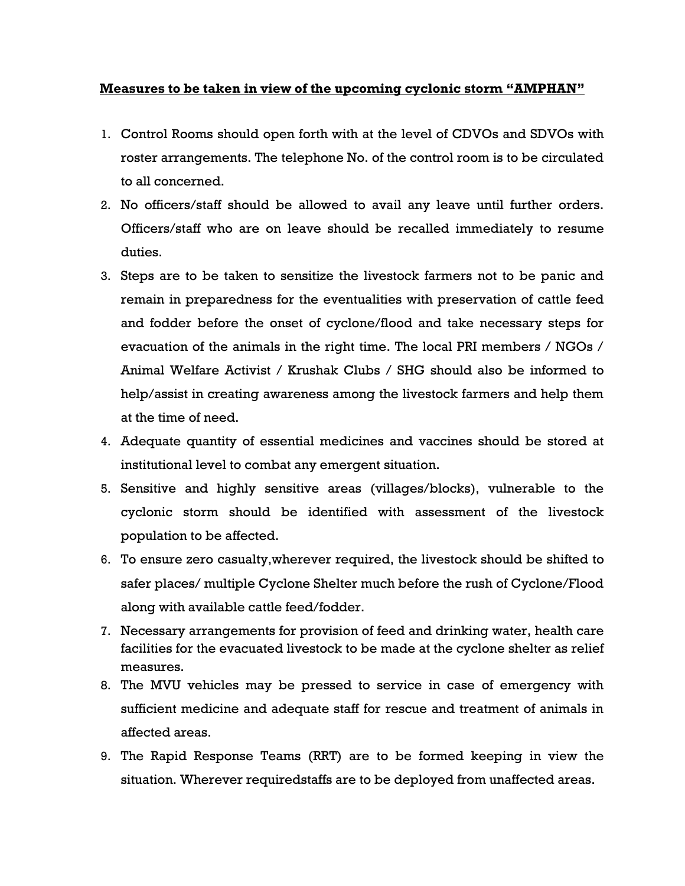**Measures to be taken in view of the upcoming cyclonic storm "AMPHAN"**

1. Control Rooms should open forth with at the level of CDVOs and SDVOs with roster arrangements. The telephone No. of the control room is to be circulated to all concerned.
2. No officers/staff should be allowed to avail any leave until further orders. Officers/staff who are on leave should be recalled immediately to resume duties.
3. Steps are to be taken to sensitize the livestock farmers not to be panic and remain in preparedness for the eventualities with preservation of cattle feed and fodder before the onset of cyclone/flood and take necessary steps for evacuation of the animals in the right time. The local PRI members / NGOs / Animal Welfare Activist / Krushak Clubs / SHG should also be informed to help/assist in creating awareness among the livestock farmers and help them at the time of need.
4. Adequate quantity of essential medicines and vaccines should be stored at institutional level to combat any emergent situation.
5. Sensitive and highly sensitive areas (villages/blocks), vulnerable to the cyclonic storm should be identified with assessment of the livestock population to be affected.
6. To ensure zero casualty,wherever required, the livestock should be shifted to safer places/ multiple Cyclone Shelter much before the rush of Cyclone/Flood along with available cattle feed/fodder.
7. Necessary arrangements for provision of feed and drinking water, health care facilities for the evacuated livestock to be made at the cyclone shelter as relief measures.
8. The MVU vehicles may be pressed to service in case of emergency with sufficient medicine and adequate staff for rescue and treatment of animals in affected areas.
9. The Rapid Response Teams (RRT) are to be formed keeping in view the situation. Wherever requiredstaffs are to be deployed from unaffected areas.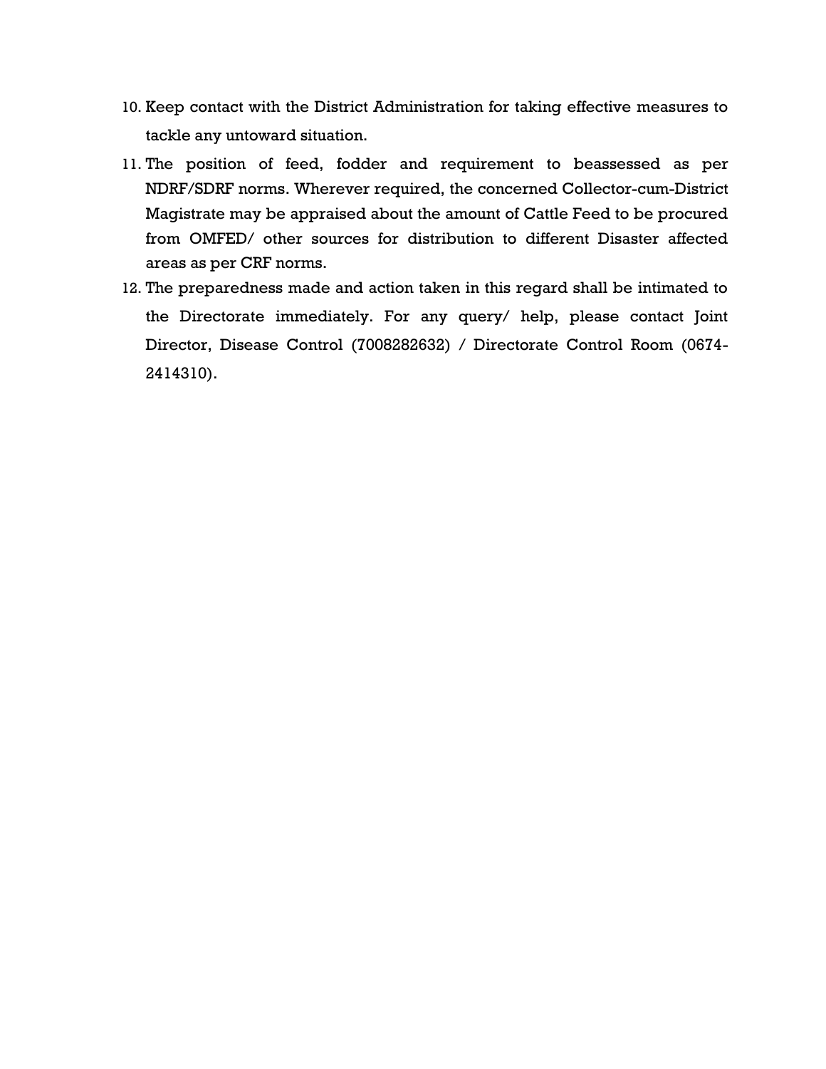10. Keep contact with the District Administration for taking effective measures to tackle any untoward situation.
11. The position of feed, fodder and requirement to beassessed as per NDRF/SDRF norms. Wherever required, the concerned Collector-cum-District Magistrate may be appraised about the amount of Cattle Feed to be procured from OMFED/ other sources for distribution to different Disaster affected areas as per CRF norms.
12. The preparedness made and action taken in this regard shall be intimated to the Directorate immediately. For any query/ help, please contact Joint Director, Disease Control (7008282632) / Directorate Control Room (0674-2414310).